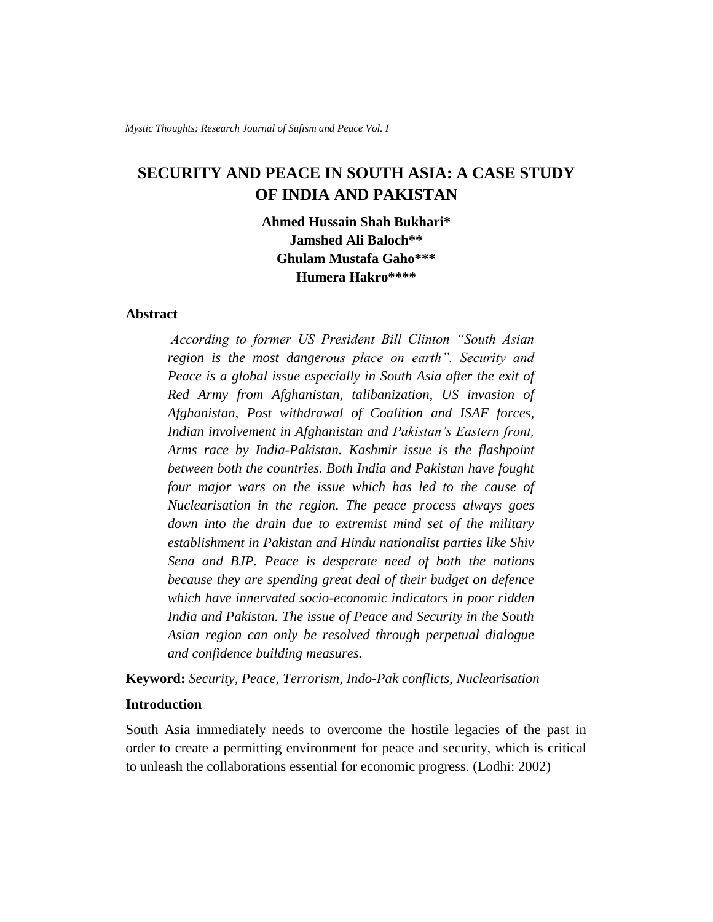# SECURITY AND PEACE IN SOUTH ASIA: A CASE STUDY OF INDIA AND PAKISTAN

**Ahmed Hussain Shah Bukhari***
**Jamshed Ali Baloch****
**Ghulam Mustafa Gaho*****
**Humera Hakro******

## Abstract

*According to former US President Bill Clinton "South Asian region is the most dangerous place on earth". Security and Peace is a global issue especially in South Asia after the exit of Red Army from Afghanistan, talibanization, US invasion of Afghanistan, Post withdrawal of Coalition and ISAF forces, Indian involvement in Afghanistan and Pakistan's Eastern front, Arms race by India-Pakistan. Kashmir issue is the flashpoint between both the countries. Both India and Pakistan have fought four major wars on the issue which has led to the cause of Nuclearisation in the region. The peace process always goes down into the drain due to extremist mind set of the military establishment in Pakistan and Hindu nationalist parties like Shiv Sena and BJP. Peace is desperate need of both the nations because they are spending great deal of their budget on defence which have innervated socio-economic indicators in poor ridden India and Pakistan. The issue of Peace and Security in the South Asian region can only be resolved through perpetual dialogue and confidence building measures.*

**Keyword:** *Security, Peace, Terrorism, Indo-Pak conflicts, Nuclearisation*

## Introduction

South Asia immediately needs to overcome the hostile legacies of the past in order to create a permitting environment for peace and security, which is critical to unleash the collaborations essential for economic progress. (Lodhi: 2002)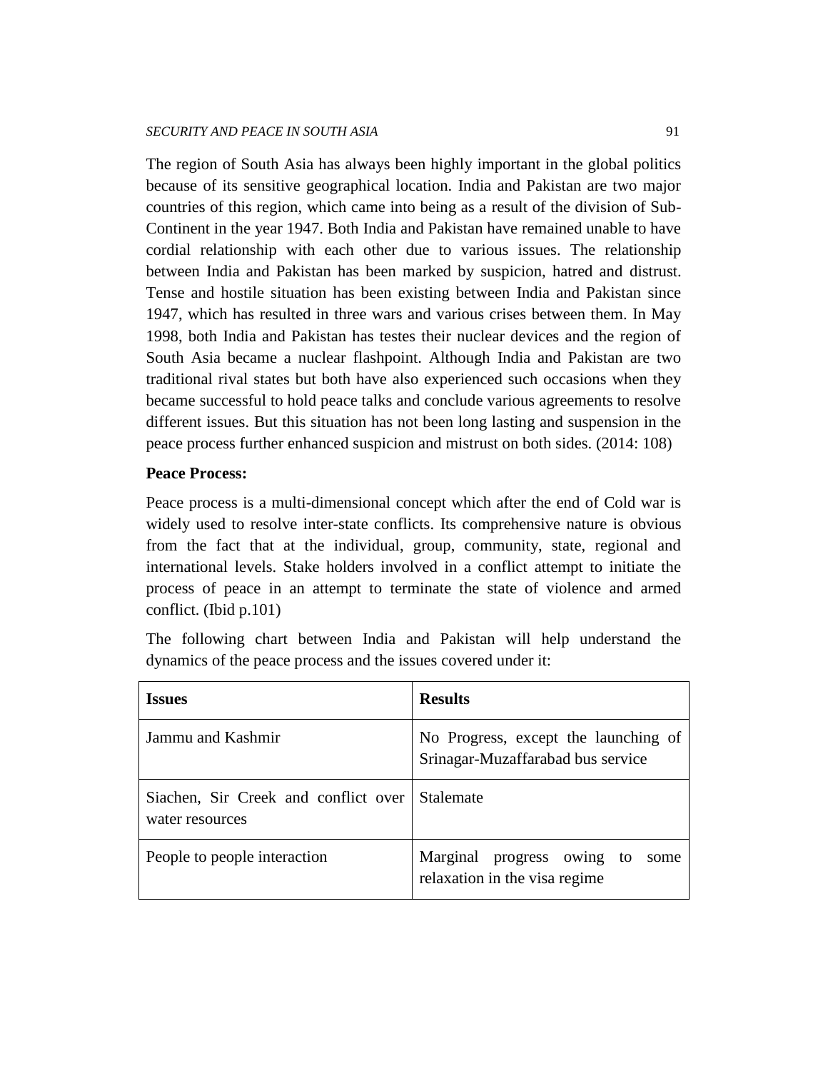The region of South Asia has always been highly important in the global politics because of its sensitive geographical location. India and Pakistan are two major countries of this region, which came into being as a result of the division of Sub-Continent in the year 1947. Both India and Pakistan have remained unable to have cordial relationship with each other due to various issues. The relationship between India and Pakistan has been marked by suspicion, hatred and distrust. Tense and hostile situation has been existing between India and Pakistan since 1947, which has resulted in three wars and various crises between them. In May 1998, both India and Pakistan has testes their nuclear devices and the region of South Asia became a nuclear flashpoint. Although India and Pakistan are two traditional rival states but both have also experienced such occasions when they became successful to hold peace talks and conclude various agreements to resolve different issues. But this situation has not been long lasting and suspension in the peace process further enhanced suspicion and mistrust on both sides. (2014: 108)

**Peace Process:**

Peace process is a multi-dimensional concept which after the end of Cold war is widely used to resolve inter-state conflicts. Its comprehensive nature is obvious from the fact that at the individual, group, community, state, regional and international levels. Stake holders involved in a conflict attempt to initiate the process of peace in an attempt to terminate the state of violence and armed conflict. (Ibid p.101)

The following chart between India and Pakistan will help understand the dynamics of the peace process and the issues covered under it:

| **Issues** | **Results** |
|---|---|
| Jammu and Kashmir | No Progress, except the launching of Srinagar-Muzaffarabad bus service |
| Siachen, Sir Creek and conflict over water resources | Stalemate |
| People to people interaction | Marginal progress owing to some relaxation in the visa regime |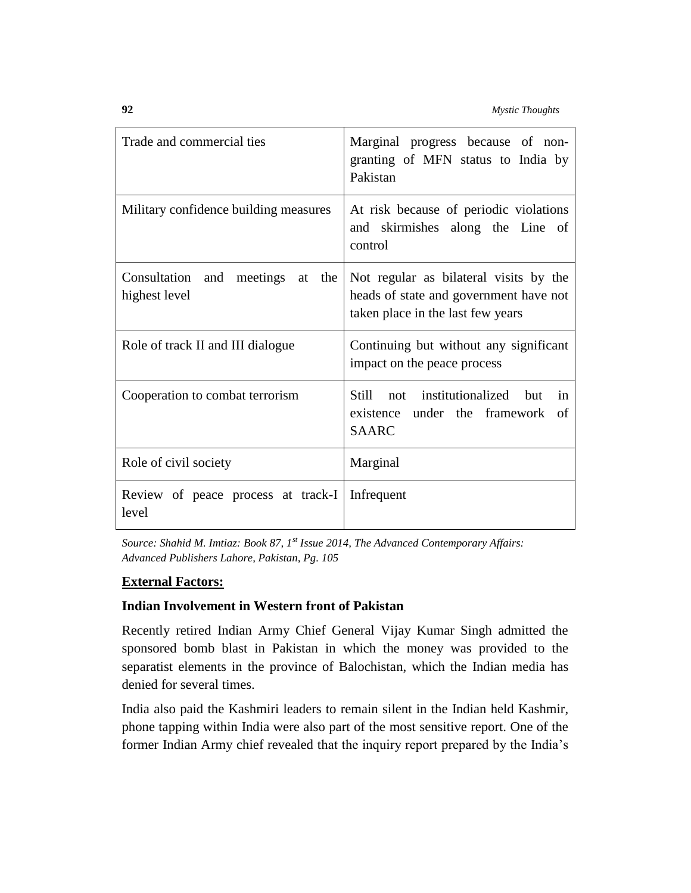| Trade and commercial ties | Marginal progress because of non-granting of MFN status to India by Pakistan |
|---|---|
| Military confidence building measures | At risk because of periodic violations and skirmishes along the Line of control |
| Consultation and meetings at the highest level | Not regular as bilateral visits by the heads of state and government have not taken place in the last few years |
| Role of track II and III dialogue | Continuing but without any significant impact on the peace process |
| Cooperation to combat terrorism | Still not institutionalized but in existence under the framework of SAARC |
| Role of civil society | Marginal |
| Review of peace process at track-I level | Infrequent |

*Source: Shahid M. Imtiaz: Book 87, 1st Issue 2014, The Advanced Contemporary Affairs: Advanced Publishers Lahore, Pakistan, Pg. 105*

**External Factors:**

**Indian Involvement in Western front of Pakistan**

Recently retired Indian Army Chief General Vijay Kumar Singh admitted the sponsored bomb blast in Pakistan in which the money was provided to the separatist elements in the province of Balochistan, which the Indian media has denied for several times.

India also paid the Kashmiri leaders to remain silent in the Indian held Kashmir, phone tapping within India were also part of the most sensitive report. One of the former Indian Army chief revealed that the inquiry report prepared by the India's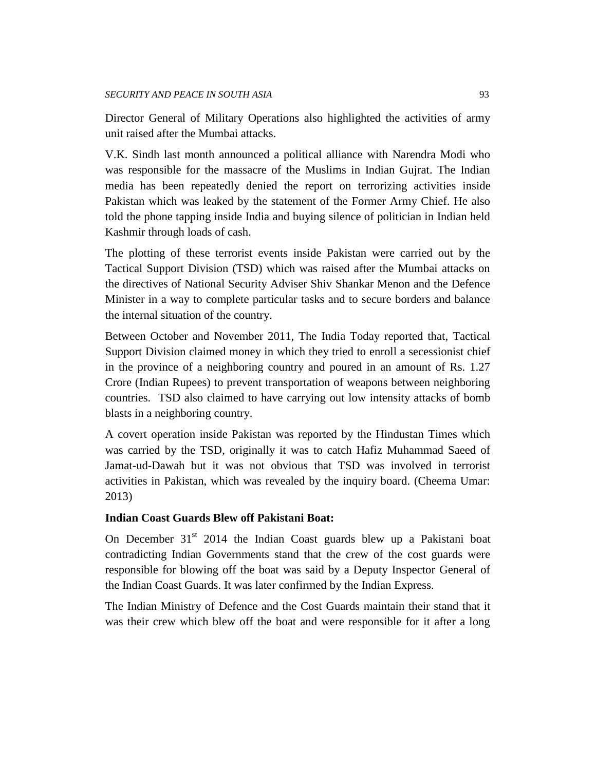Director General of Military Operations also highlighted the activities of army unit raised after the Mumbai attacks.

V.K. Sindh last month announced a political alliance with Narendra Modi who was responsible for the massacre of the Muslims in Indian Gujrat. The Indian media has been repeatedly denied the report on terrorizing activities inside Pakistan which was leaked by the statement of the Former Army Chief. He also told the phone tapping inside India and buying silence of politician in Indian held Kashmir through loads of cash.

The plotting of these terrorist events inside Pakistan were carried out by the Tactical Support Division (TSD) which was raised after the Mumbai attacks on the directives of National Security Adviser Shiv Shankar Menon and the Defence Minister in a way to complete particular tasks and to secure borders and balance the internal situation of the country.

Between October and November 2011, The India Today reported that, Tactical Support Division claimed money in which they tried to enroll a secessionist chief in the province of a neighboring country and poured in an amount of Rs. 1.27 Crore (Indian Rupees) to prevent transportation of weapons between neighboring countries. TSD also claimed to have carrying out low intensity attacks of bomb blasts in a neighboring country.

A covert operation inside Pakistan was reported by the Hindustan Times which was carried by the TSD, originally it was to catch Hafiz Muhammad Saeed of Jamat-ud-Dawah but it was not obvious that TSD was involved in terrorist activities in Pakistan, which was revealed by the inquiry board. (Cheema Umar: 2013)

**Indian Coast Guards Blew off Pakistani Boat:**

On December 31st 2014 the Indian Coast guards blew up a Pakistani boat contradicting Indian Governments stand that the crew of the cost guards were responsible for blowing off the boat was said by a Deputy Inspector General of the Indian Coast Guards. It was later confirmed by the Indian Express.

The Indian Ministry of Defence and the Cost Guards maintain their stand that it was their crew which blew off the boat and were responsible for it after a long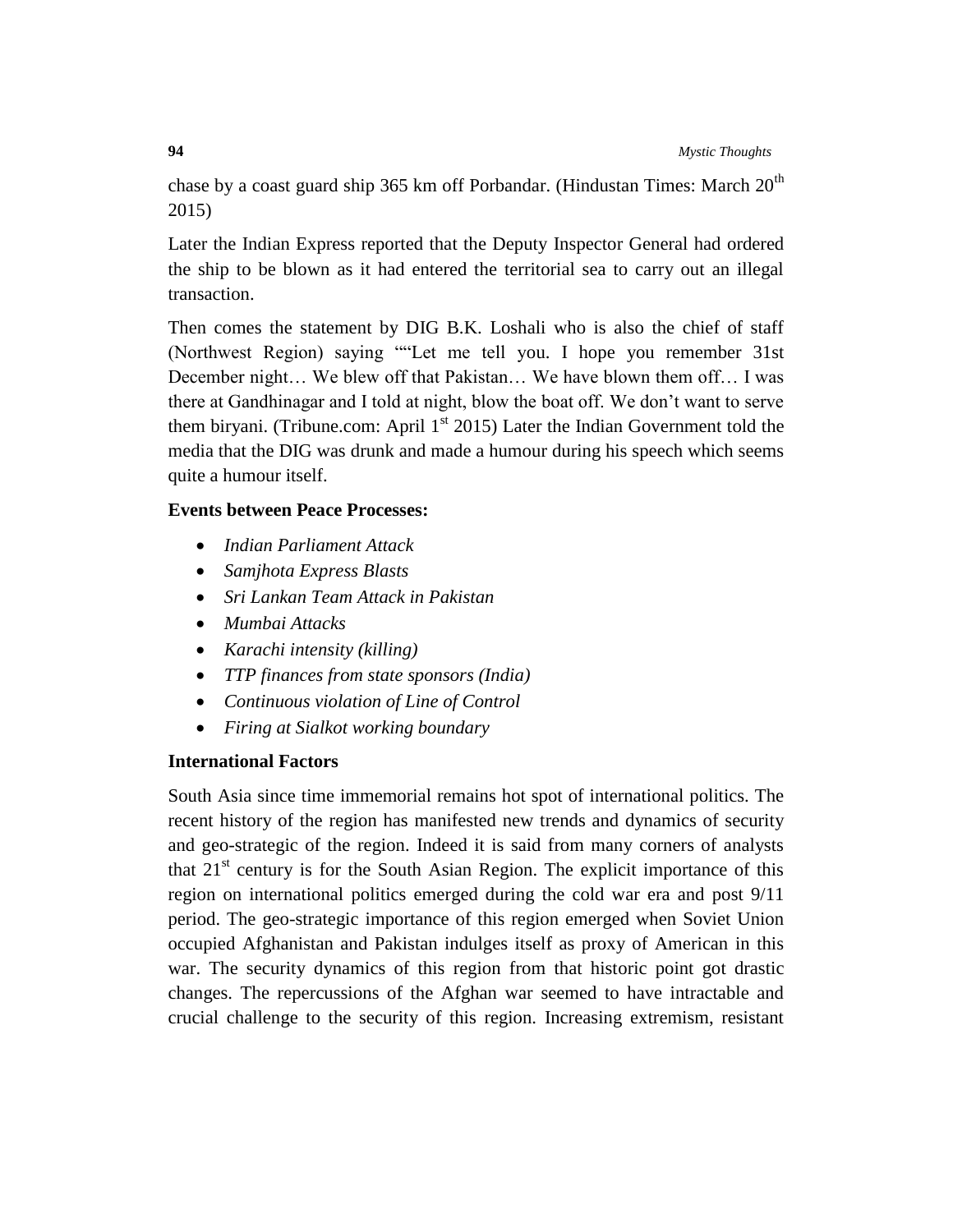chase by a coast guard ship 365 km off Porbandar. (Hindustan Times: March 20th 2015)

Later the Indian Express reported that the Deputy Inspector General had ordered the ship to be blown as it had entered the territorial sea to carry out an illegal transaction.

Then comes the statement by DIG B.K. Loshali who is also the chief of staff (Northwest Region) saying ""Let me tell you. I hope you remember 31st December night… We blew off that Pakistan… We have blown them off… I was there at Gandhinagar and I told at night, blow the boat off. We don't want to serve them biryani. (Tribune.com: April 1st 2015) Later the Indian Government told the media that the DIG was drunk and made a humour during his speech which seems quite a humour itself.

**Events between Peace Processes:**

- *Indian Parliament Attack*
- *Samjhota Express Blasts*
- *Sri Lankan Team Attack in Pakistan*
- *Mumbai Attacks*
- *Karachi intensity (killing)*
- *TTP finances from state sponsors (India)*
- *Continuous violation of Line of Control*
- *Firing at Sialkot working boundary*

**International Factors**

South Asia since time immemorial remains hot spot of international politics. The recent history of the region has manifested new trends and dynamics of security and geo-strategic of the region. Indeed it is said from many corners of analysts that 21st century is for the South Asian Region. The explicit importance of this region on international politics emerged during the cold war era and post 9/11 period. The geo-strategic importance of this region emerged when Soviet Union occupied Afghanistan and Pakistan indulges itself as proxy of American in this war. The security dynamics of this region from that historic point got drastic changes. The repercussions of the Afghan war seemed to have intractable and crucial challenge to the security of this region. Increasing extremism, resistant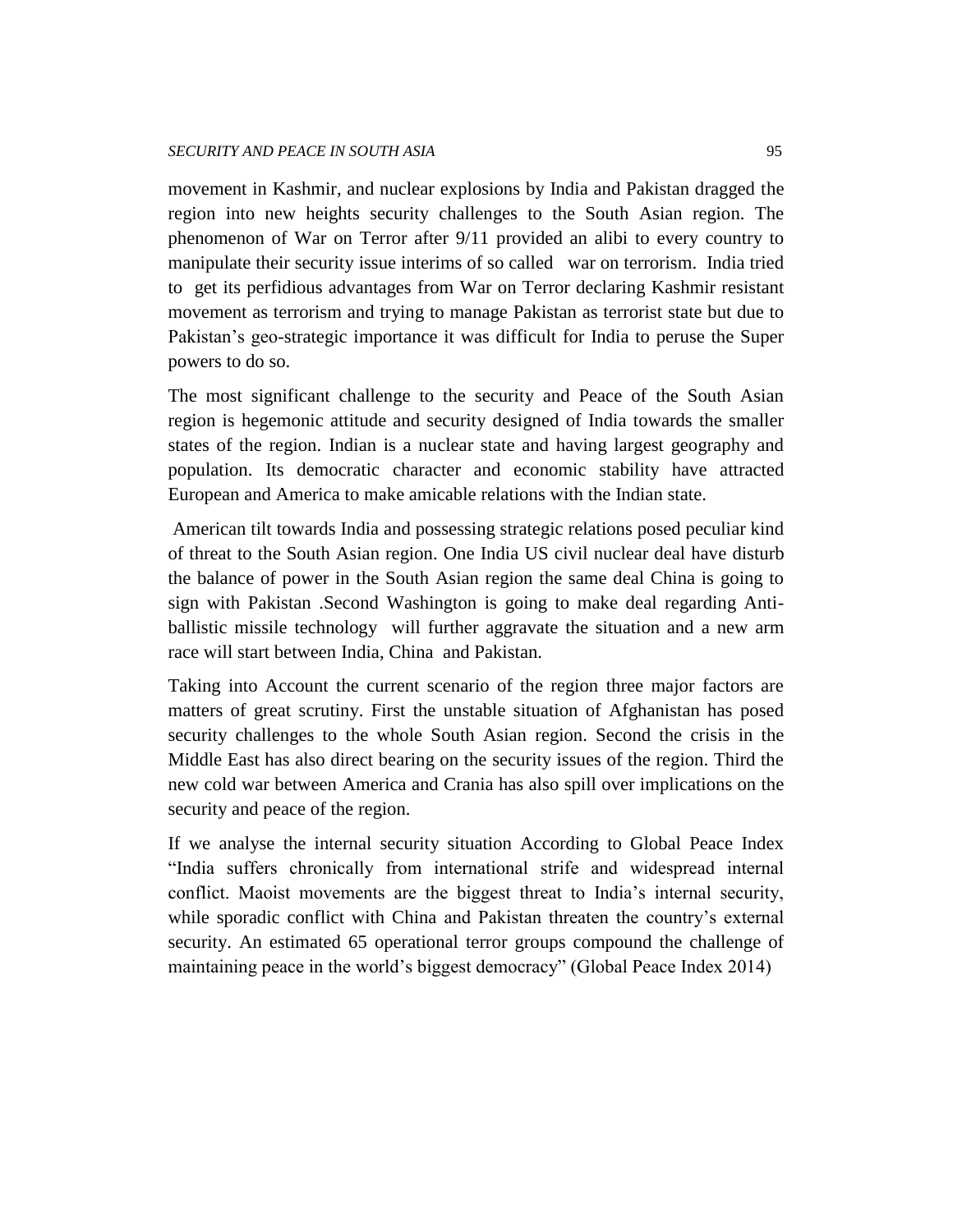movement in Kashmir, and nuclear explosions by India and Pakistan dragged the region into new heights security challenges to the South Asian region. The phenomenon of War on Terror after 9/11 provided an alibi to every country to manipulate their security issue interims of so called war on terrorism. India tried to get its perfidious advantages from War on Terror declaring Kashmir resistant movement as terrorism and trying to manage Pakistan as terrorist state but due to Pakistan's geo-strategic importance it was difficult for India to peruse the Super powers to do so.

The most significant challenge to the security and Peace of the South Asian region is hegemonic attitude and security designed of India towards the smaller states of the region. Indian is a nuclear state and having largest geography and population. Its democratic character and economic stability have attracted European and America to make amicable relations with the Indian state.

American tilt towards India and possessing strategic relations posed peculiar kind of threat to the South Asian region. One India US civil nuclear deal have disturb the balance of power in the South Asian region the same deal China is going to sign with Pakistan .Second Washington is going to make deal regarding Anti-ballistic missile technology will further aggravate the situation and a new arm race will start between India, China and Pakistan.

Taking into Account the current scenario of the region three major factors are matters of great scrutiny. First the unstable situation of Afghanistan has posed security challenges to the whole South Asian region. Second the crisis in the Middle East has also direct bearing on the security issues of the region. Third the new cold war between America and Crania has also spill over implications on the security and peace of the region.

If we analyse the internal security situation According to Global Peace Index "India suffers chronically from international strife and widespread internal conflict. Maoist movements are the biggest threat to India's internal security, while sporadic conflict with China and Pakistan threaten the country's external security. An estimated 65 operational terror groups compound the challenge of maintaining peace in the world's biggest democracy" (Global Peace Index 2014)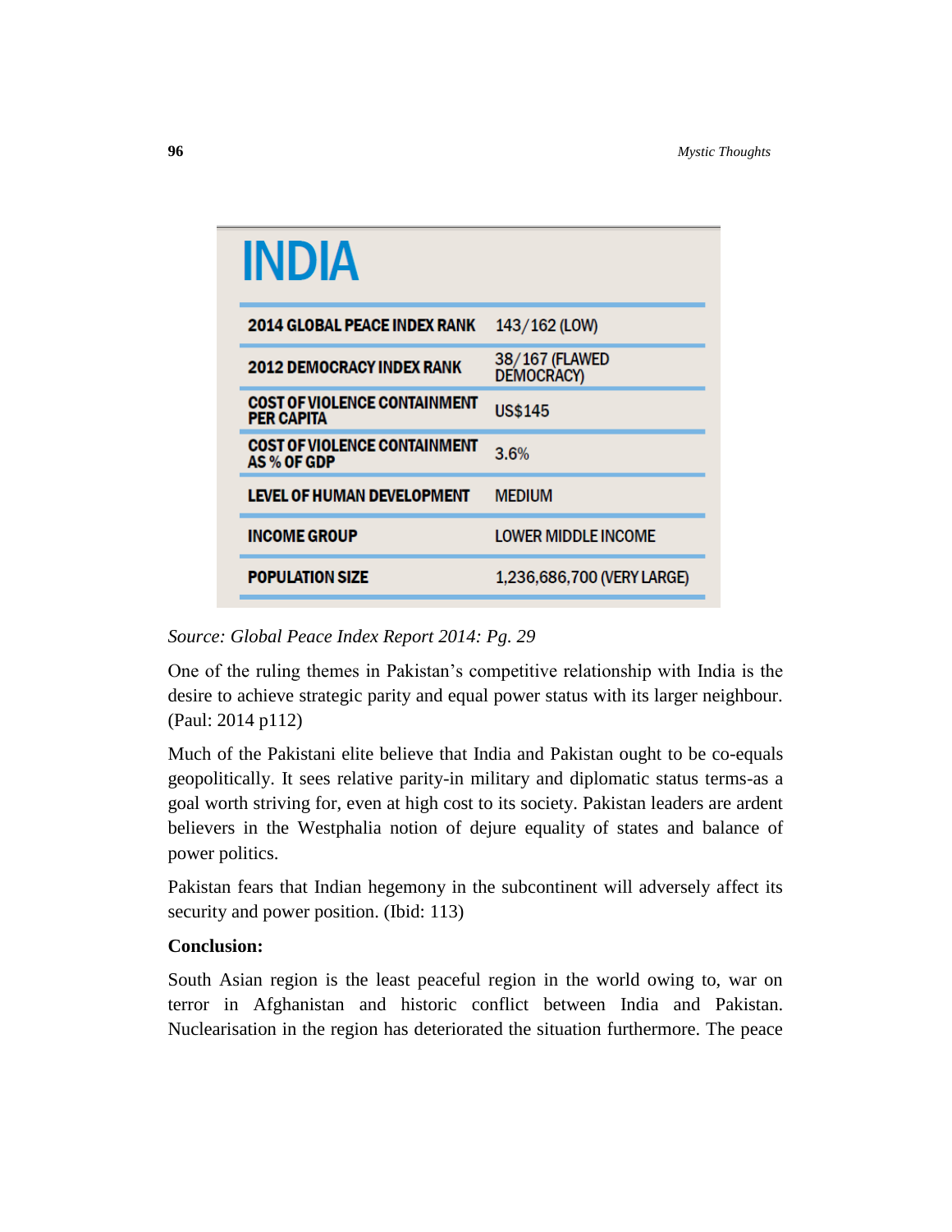| INDIA | |
|---|---|
| **2014 GLOBAL PEACE INDEX RANK** | 143/162 (LOW) |
| **2012 DEMOCRACY INDEX RANK** | 38/167 (FLAWED DEMOCRACY) |
| **COST OF VIOLENCE CONTAINMENT PER CAPITA** | US$145 |
| **COST OF VIOLENCE CONTAINMENT AS % OF GDP** | 3.6% |
| **LEVEL OF HUMAN DEVELOPMENT** | MEDIUM |
| **INCOME GROUP** | LOWER MIDDLE INCOME |
| **POPULATION SIZE** | 1,236,686,700 (VERY LARGE) |

*Source: Global Peace Index Report 2014: Pg. 29*

One of the ruling themes in Pakistan's competitive relationship with India is the desire to achieve strategic parity and equal power status with its larger neighbour. (Paul: 2014 p112)

Much of the Pakistani elite believe that India and Pakistan ought to be co-equals geopolitically. It sees relative parity-in military and diplomatic status terms-as a goal worth striving for, even at high cost to its society. Pakistan leaders are ardent believers in the Westphalia notion of dejure equality of states and balance of power politics.

Pakistan fears that Indian hegemony in the subcontinent will adversely affect its security and power position. (Ibid: 113)

**Conclusion:**

South Asian region is the least peaceful region in the world owing to, war on terror in Afghanistan and historic conflict between India and Pakistan. Nuclearisation in the region has deteriorated the situation furthermore. The peace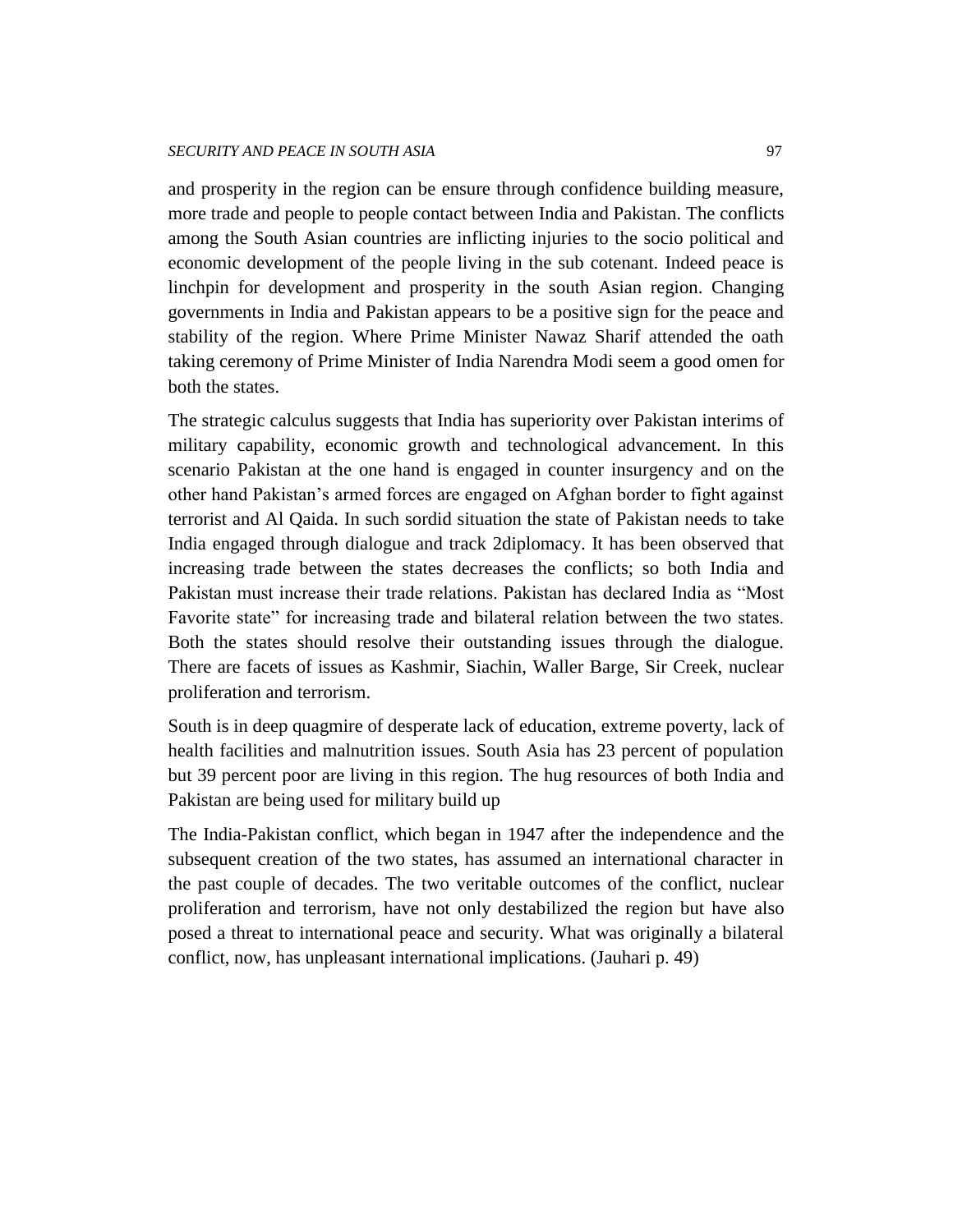and prosperity in the region can be ensure through confidence building measure, more trade and people to people contact between India and Pakistan. The conflicts among the South Asian countries are inflicting injuries to the socio political and economic development of the people living in the sub cotenant. Indeed peace is linchpin for development and prosperity in the south Asian region. Changing governments in India and Pakistan appears to be a positive sign for the peace and stability of the region. Where Prime Minister Nawaz Sharif attended the oath taking ceremony of Prime Minister of India Narendra Modi seem a good omen for both the states.

The strategic calculus suggests that India has superiority over Pakistan interims of military capability, economic growth and technological advancement. In this scenario Pakistan at the one hand is engaged in counter insurgency and on the other hand Pakistan's armed forces are engaged on Afghan border to fight against terrorist and Al Qaida. In such sordid situation the state of Pakistan needs to take India engaged through dialogue and track 2diplomacy. It has been observed that increasing trade between the states decreases the conflicts; so both India and Pakistan must increase their trade relations. Pakistan has declared India as "Most Favorite state" for increasing trade and bilateral relation between the two states. Both the states should resolve their outstanding issues through the dialogue. There are facets of issues as Kashmir, Siachin, Waller Barge, Sir Creek, nuclear proliferation and terrorism.

South is in deep quagmire of desperate lack of education, extreme poverty, lack of health facilities and malnutrition issues. South Asia has 23 percent of population but 39 percent poor are living in this region. The hug resources of both India and Pakistan are being used for military build up

The India-Pakistan conflict, which began in 1947 after the independence and the subsequent creation of the two states, has assumed an international character in the past couple of decades. The two veritable outcomes of the conflict, nuclear proliferation and terrorism, have not only destabilized the region but have also posed a threat to international peace and security. What was originally a bilateral conflict, now, has unpleasant international implications. (Jauhari p. 49)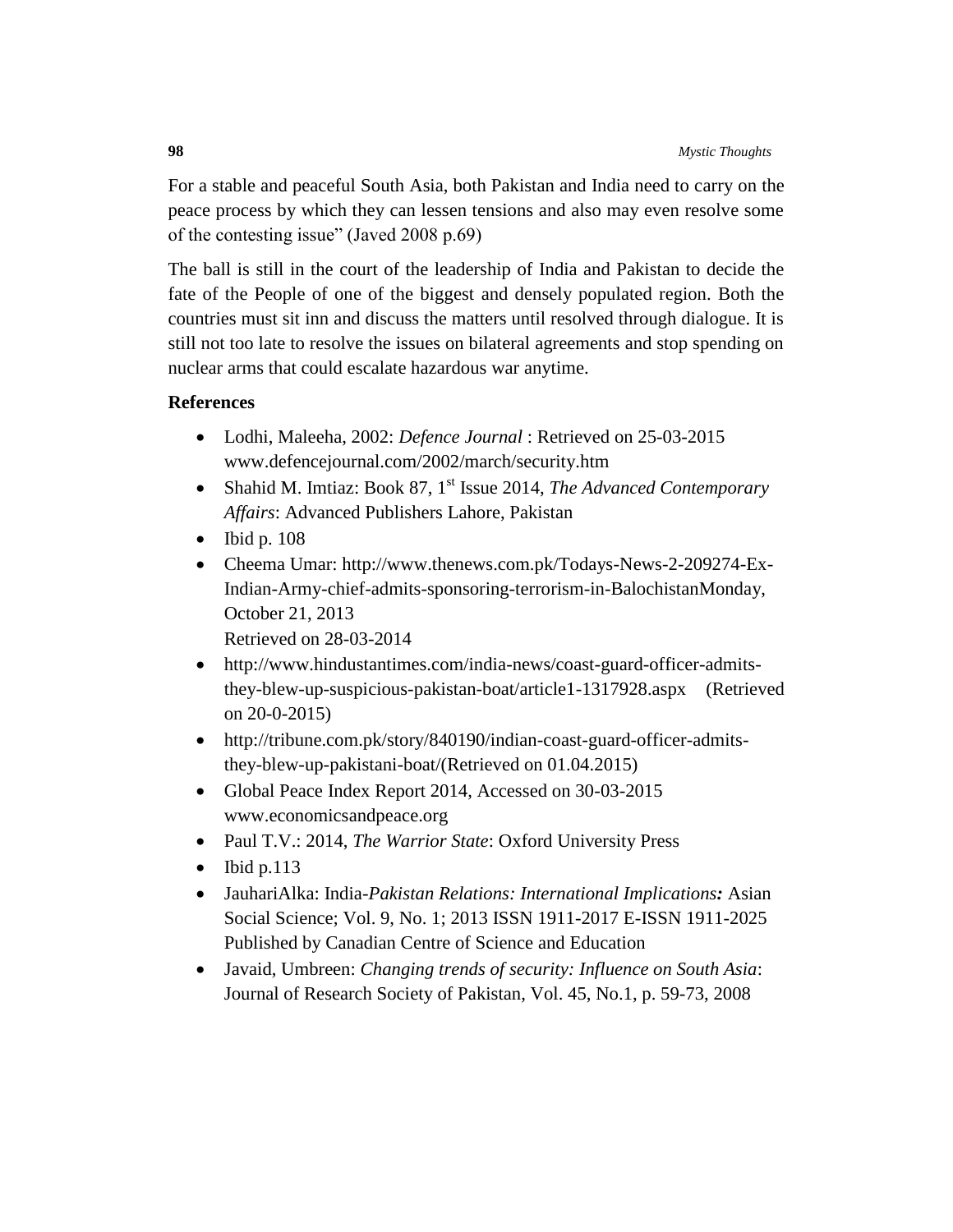For a stable and peaceful South Asia, both Pakistan and India need to carry on the peace process by which they can lessen tensions and also may even resolve some of the contesting issue" (Javed 2008 p.69)

The ball is still in the court of the leadership of India and Pakistan to decide the fate of the People of one of the biggest and densely populated region. Both the countries must sit inn and discuss the matters until resolved through dialogue. It is still not too late to resolve the issues on bilateral agreements and stop spending on nuclear arms that could escalate hazardous war anytime.

**References**

- Lodhi, Maleeha, 2002: *Defence Journal* : Retrieved on 25-03-2015 www.defencejournal.com/2002/march/security.htm
- Shahid M. Imtiaz: Book 87, 1st Issue 2014, *The Advanced Contemporary Affairs*: Advanced Publishers Lahore, Pakistan
- Ibid p. 108
- Cheema Umar: http://www.thenews.com.pk/Todays-News-2-209274-Ex-Indian-Army-chief-admits-sponsoring-terrorism-in-BalochistanMonday, October 21, 2013  
  Retrieved on 28-03-2014
- http://www.hindustantimes.com/india-news/coast-guard-officer-admits-they-blew-up-suspicious-pakistan-boat/article1-1317928.aspx (Retrieved on 20-0-2015)
- http://tribune.com.pk/story/840190/indian-coast-guard-officer-admits-they-blew-up-pakistani-boat/(Retrieved on 01.04.2015)
- Global Peace Index Report 2014, Accessed on 30-03-2015 www.economicsandpeace.org
- Paul T.V.: 2014, *The Warrior State*: Oxford University Press
- Ibid p.113
- JauhariAlka: India-*Pakistan Relations: International Implications:* Asian Social Science; Vol. 9, No. 1; 2013 ISSN 1911-2017 E-ISSN 1911-2025 Published by Canadian Centre of Science and Education
- Javaid, Umbreen: *Changing trends of security: Influence on South Asia*: Journal of Research Society of Pakistan, Vol. 45, No.1, p. 59-73, 2008